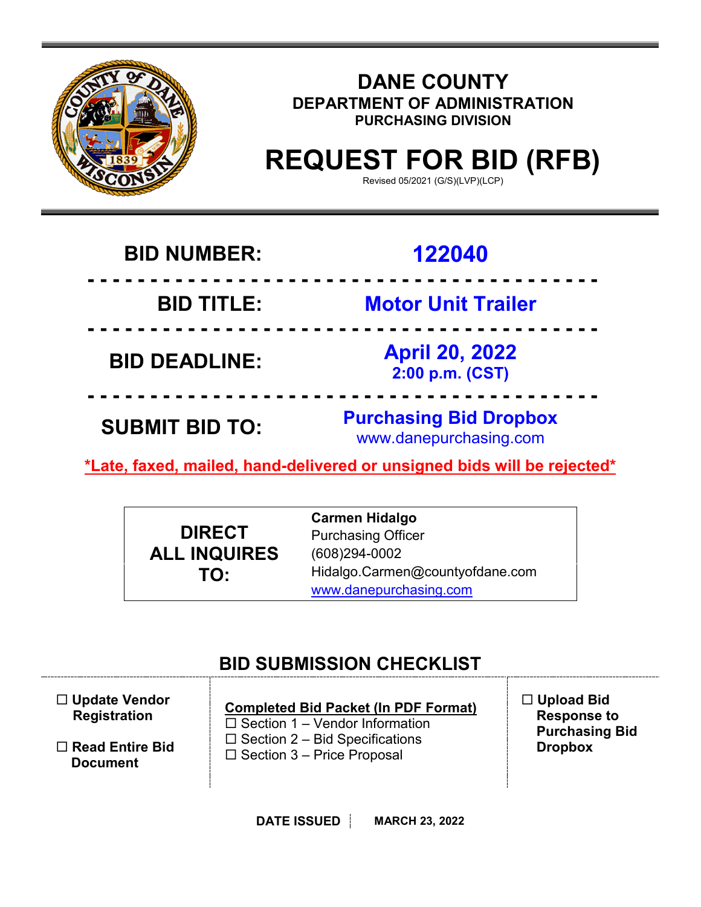# DANE COUNTY

## DEPARTMENT OF ADMINISTRATION

### PURCHASING DIVISION

# REQUEST FOR BID (RFB)

Revised 05/2021 (G/S)(LVP)(LCP)

| | |
|---|---|
| **BID NUMBER:** | **122040** |
| **BID TITLE:** | **Motor Unit Trailer** |
| **BID DEADLINE:** | **April 20, 2022** **2:00 p.m. (CST)** |
| **SUBMIT BID TO:** | **Purchasing Bid Dropbox** www.danepurchasing.com |

**\*Late, faxed, mailed, hand-delivered or unsigned bids will be rejected\***

| | |
|---|---|
| **DIRECT ALL INQUIRES TO:** | **Carmen Hidalgo**<br>Purchasing Officer<br>(608)294-0002<br>Hidalgo.Carmen@countyofdane.com<br>www.danepurchasing.com |

## BID SUBMISSION CHECKLIST

☐ **Update Vendor Registration**

☐ **Read Entire Bid Document**

**Completed Bid Packet (In PDF Format)**

☐ Section 1 – Vendor Information
☐ Section 2 – Bid Specifications
☐ Section 3 – Price Proposal

☐ **Upload Bid Response to Purchasing Bid Dropbox**

**DATE ISSUED** | **MARCH 23, 2022**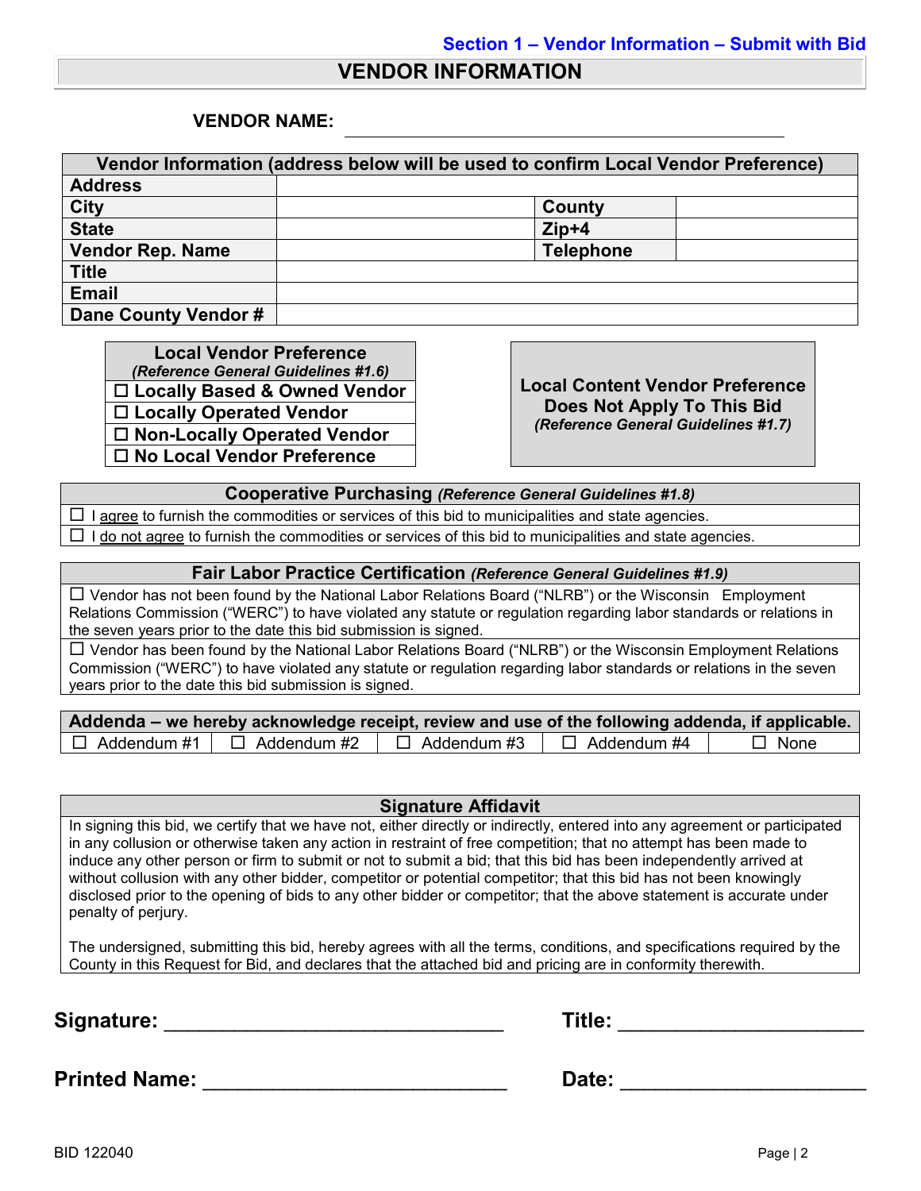Section 1 – Vendor Information – Submit with Bid

# VENDOR INFORMATION

**VENDOR NAME:** ______________________________

| Vendor Information (address below will be used to confirm Local Vendor Preference) | | | |
|---|---|---|---|
| **Address** | | | |
| **City** | | **County** | |
| **State** | | **Zip+4** | |
| **Vendor Rep. Name** | | **Telephone** | |
| **Title** | | | |
| **Email** | | | |
| **Dane County Vendor #** | | | |

| **Local Vendor Preference** *(Reference General Guidelines #1.6)* |
|---|
| ☐ **Locally Based & Owned Vendor** |
| ☐ **Locally Operated Vendor** |
| ☐ **Non-Locally Operated Vendor** |
| ☐ **No Local Vendor Preference** |

**Local Content Vendor Preference Does Not Apply To This Bid**
*(Reference General Guidelines #1.7)*

| **Cooperative Purchasing** *(Reference General Guidelines #1.8)* |
|---|
| ☐ I agree to furnish the commodities or services of this bid to municipalities and state agencies. |
| ☐ I do not agree to furnish the commodities or services of this bid to municipalities and state agencies. |

| **Fair Labor Practice Certification** *(Reference General Guidelines #1.9)* |
|---|
| ☐ Vendor has not been found by the National Labor Relations Board ("NLRB") or the Wisconsin Employment Relations Commission ("WERC") to have violated any statute or regulation regarding labor standards or relations in the seven years prior to the date this bid submission is signed. |
| ☐ Vendor has been found by the National Labor Relations Board ("NLRB") or the Wisconsin Employment Relations Commission ("WERC") to have violated any statute or regulation regarding labor standards or relations in the seven years prior to the date this bid submission is signed. |

| **Addenda – we hereby acknowledge receipt, review and use of the following addenda, if applicable.** | | | | |
|---|---|---|---|---|
| ☐ Addendum #1 | ☐ Addendum #2 | ☐ Addendum #3 | ☐ Addendum #4 | ☐ None |

| **Signature Affidavit** |
|---|
| In signing this bid, we certify that we have not, either directly or indirectly, entered into any agreement or participated in any collusion or otherwise taken any action in restraint of free competition; that no attempt has been made to induce any other person or firm to submit or not to submit a bid; that this bid has been independently arrived at without collusion with any other bidder, competitor or potential competitor; that this bid has not been knowingly disclosed prior to the opening of bids to any other bidder or competitor; that the above statement is accurate under penalty of perjury. <br><br> The undersigned, submitting this bid, hereby agrees with all the terms, conditions, and specifications required by the County in this Request for Bid, and declares that the attached bid and pricing are in conformity therewith. |

**Signature:** ______________________________ **Title:** ______________________

**Printed Name:** ___________________________ **Date:** ______________________

BID 122040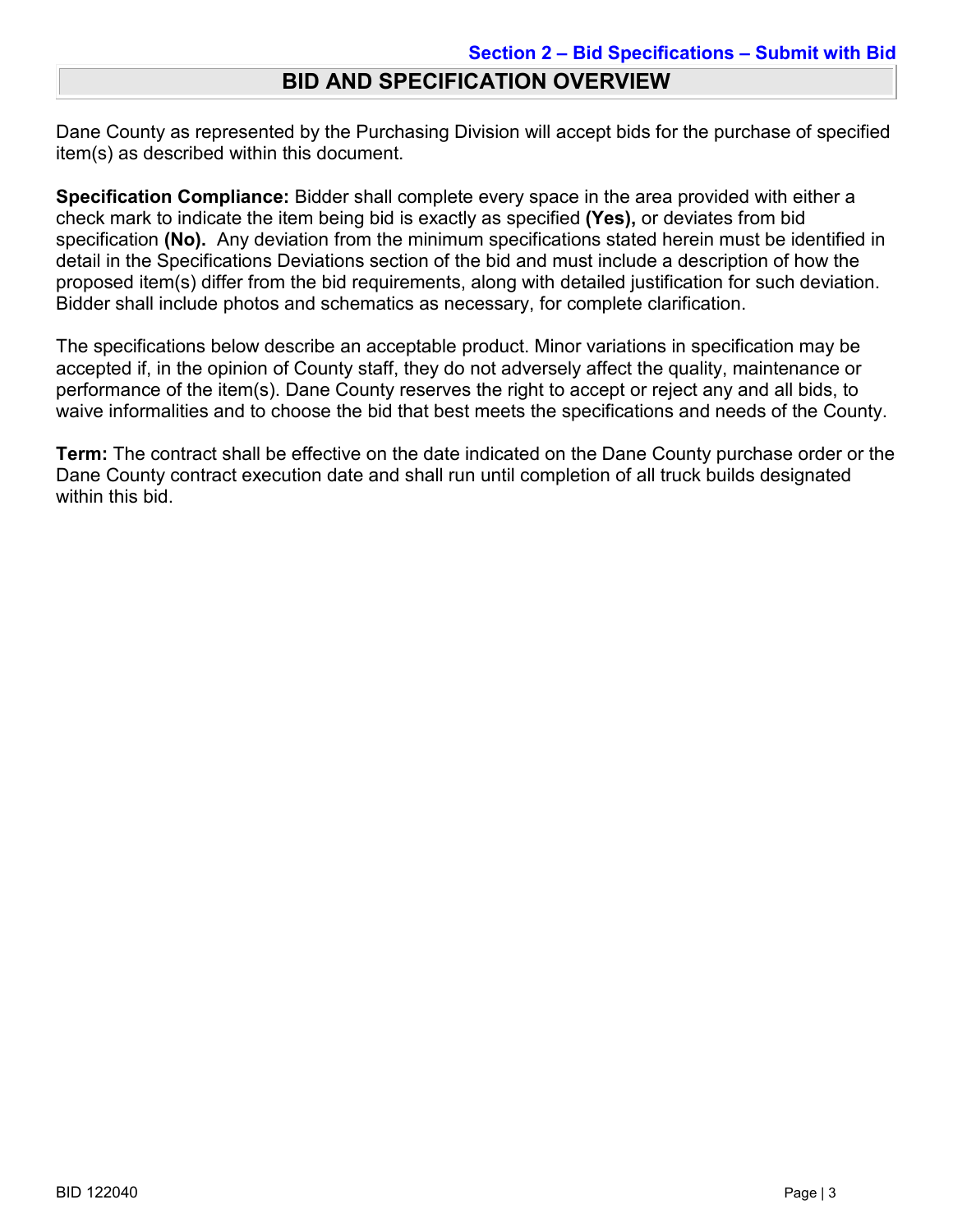**Section 2 – Bid Specifications – Submit with Bid**

# BID AND SPECIFICATION OVERVIEW

Dane County as represented by the Purchasing Division will accept bids for the purchase of specified item(s) as described within this document.

**Specification Compliance:** Bidder shall complete every space in the area provided with either a check mark to indicate the item being bid is exactly as specified **(Yes),** or deviates from bid specification **(No).** Any deviation from the minimum specifications stated herein must be identified in detail in the Specifications Deviations section of the bid and must include a description of how the proposed item(s) differ from the bid requirements, along with detailed justification for such deviation. Bidder shall include photos and schematics as necessary, for complete clarification.

The specifications below describe an acceptable product. Minor variations in specification may be accepted if, in the opinion of County staff, they do not adversely affect the quality, maintenance or performance of the item(s). Dane County reserves the right to accept or reject any and all bids, to waive informalities and to choose the bid that best meets the specifications and needs of the County.

**Term:** The contract shall be effective on the date indicated on the Dane County purchase order or the Dane County contract execution date and shall run until completion of all truck builds designated within this bid.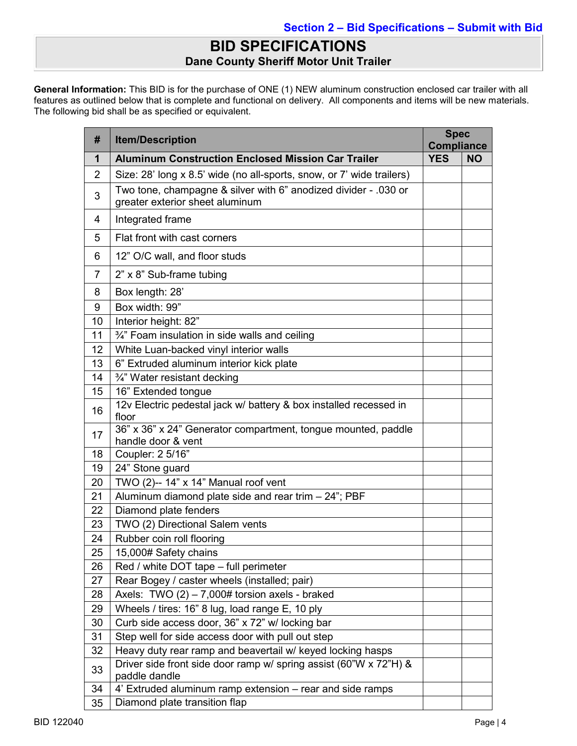Section 2 – Bid Specifications – Submit with Bid

# BID SPECIFICATIONS

## Dane County Sheriff Motor Unit Trailer

**General Information:** This BID is for the purchase of ONE (1) NEW aluminum construction enclosed car trailer with all features as outlined below that is complete and functional on delivery. All components and items will be new materials. The following bid shall be as specified or equivalent.

| # | Item/Description | Spec Compliance | |
|---|---|---|---|
| **1** | **Aluminum Construction Enclosed Mission Car Trailer** | **YES** | **NO** |
| 2 | Size: 28' long x 8.5' wide (no all-sports, snow, or 7' wide trailers) | | |
| 3 | Two tone, champagne & silver with 6" anodized divider - .030 or greater exterior sheet aluminum | | |
| 4 | Integrated frame | | |
| 5 | Flat front with cast corners | | |
| 6 | 12" O/C wall, and floor studs | | |
| 7 | 2" x 8" Sub-frame tubing | | |
| 8 | Box length: 28' | | |
| 9 | Box width: 99" | | |
| 10 | Interior height: 82" | | |
| 11 | ¾" Foam insulation in side walls and ceiling | | |
| 12 | White Luan-backed vinyl interior walls | | |
| 13 | 6" Extruded aluminum interior kick plate | | |
| 14 | ¾" Water resistant decking | | |
| 15 | 16" Extended tongue | | |
| 16 | 12v Electric pedestal jack w/ battery & box installed recessed in floor | | |
| 17 | 36" x 36" x 24" Generator compartment, tongue mounted, paddle handle door & vent | | |
| 18 | Coupler: 2 5/16" | | |
| 19 | 24" Stone guard | | |
| 20 | TWO (2)-- 14" x 14" Manual roof vent | | |
| 21 | Aluminum diamond plate side and rear trim – 24"; PBF | | |
| 22 | Diamond plate fenders | | |
| 23 | TWO (2) Directional Salem vents | | |
| 24 | Rubber coin roll flooring | | |
| 25 | 15,000# Safety chains | | |
| 26 | Red / white DOT tape – full perimeter | | |
| 27 | Rear Bogey / caster wheels (installed; pair) | | |
| 28 | Axels: TWO (2) – 7,000# torsion axels - braked | | |
| 29 | Wheels / tires: 16" 8 lug, load range E, 10 ply | | |
| 30 | Curb side access door, 36" x 72" w/ locking bar | | |
| 31 | Step well for side access door with pull out step | | |
| 32 | Heavy duty rear ramp and beavertail w/ keyed locking hasps | | |
| 33 | Driver side front side door ramp w/ spring assist (60"W x 72"H) & paddle dandle | | |
| 34 | 4' Extruded aluminum ramp extension – rear and side ramps | | |
| 35 | Diamond plate transition flap | | |

BID 122040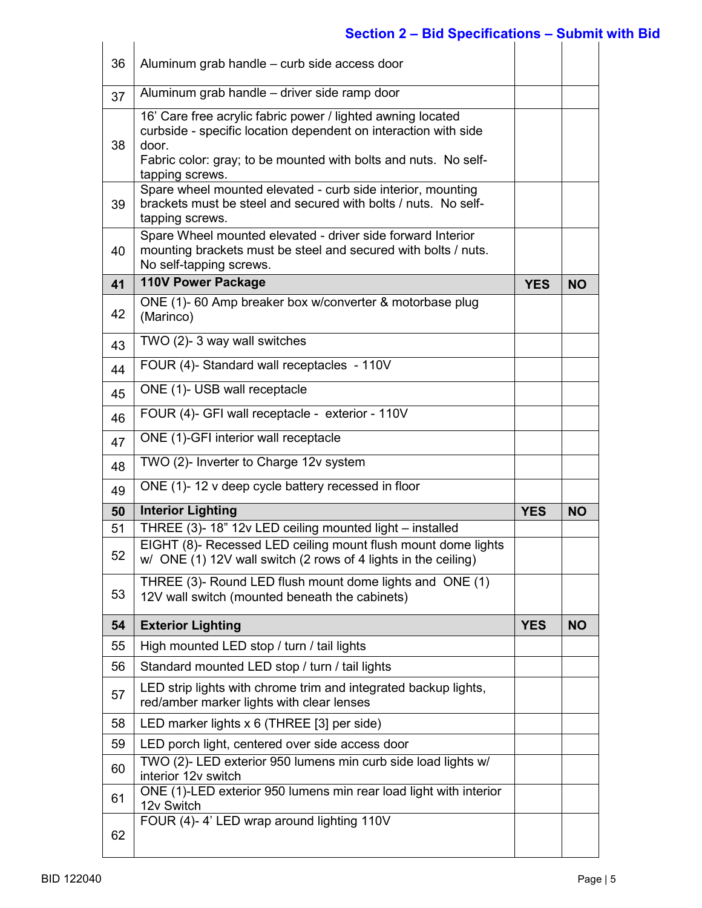## Section 2 – Bid Specifications – Submit with Bid

| | | | |
|---|---|---|---|
| 36 | Aluminum grab handle – curb side access door | | |
| 37 | Aluminum grab handle – driver side ramp door | | |
| 38 | 16' Care free acrylic fabric power / lighted awning located curbside - specific location dependent on interaction with side door.<br>Fabric color: gray; to be mounted with bolts and nuts. No self-tapping screws. | | |
| 39 | Spare wheel mounted elevated - curb side interior, mounting brackets must be steel and secured with bolts / nuts. No self-tapping screws. | | |
| 40 | Spare Wheel mounted elevated - driver side forward Interior mounting brackets must be steel and secured with bolts / nuts. No self-tapping screws. | | |
| **41** | **110V Power Package** | **YES** | **NO** |
| 42 | ONE (1)- 60 Amp breaker box w/converter & motorbase plug (Marinco) | | |
| 43 | TWO (2)- 3 way wall switches | | |
| 44 | FOUR (4)- Standard wall receptacles - 110V | | |
| 45 | ONE (1)- USB wall receptacle | | |
| 46 | FOUR (4)- GFI wall receptacle - exterior - 110V | | |
| 47 | ONE (1)-GFI interior wall receptacle | | |
| 48 | TWO (2)- Inverter to Charge 12v system | | |
| 49 | ONE (1)- 12 v deep cycle battery recessed in floor | | |
| **50** | **Interior Lighting** | **YES** | **NO** |
| 51 | THREE (3)- 18" 12v LED ceiling mounted light – installed | | |
| 52 | EIGHT (8)- Recessed LED ceiling mount flush mount dome lights w/ ONE (1) 12V wall switch (2 rows of 4 lights in the ceiling) | | |
| 53 | THREE (3)- Round LED flush mount dome lights and ONE (1) 12V wall switch (mounted beneath the cabinets) | | |
| **54** | **Exterior Lighting** | **YES** | **NO** |
| 55 | High mounted LED stop / turn / tail lights | | |
| 56 | Standard mounted LED stop / turn / tail lights | | |
| 57 | LED strip lights with chrome trim and integrated backup lights, red/amber marker lights with clear lenses | | |
| 58 | LED marker lights x 6 (THREE [3] per side) | | |
| 59 | LED porch light, centered over side access door | | |
| 60 | TWO (2)- LED exterior 950 lumens min curb side load lights w/ interior 12v switch | | |
| 61 | ONE (1)-LED exterior 950 lumens min rear load light with interior 12v Switch | | |
| 62 | FOUR (4)- 4' LED wrap around lighting 110V | | |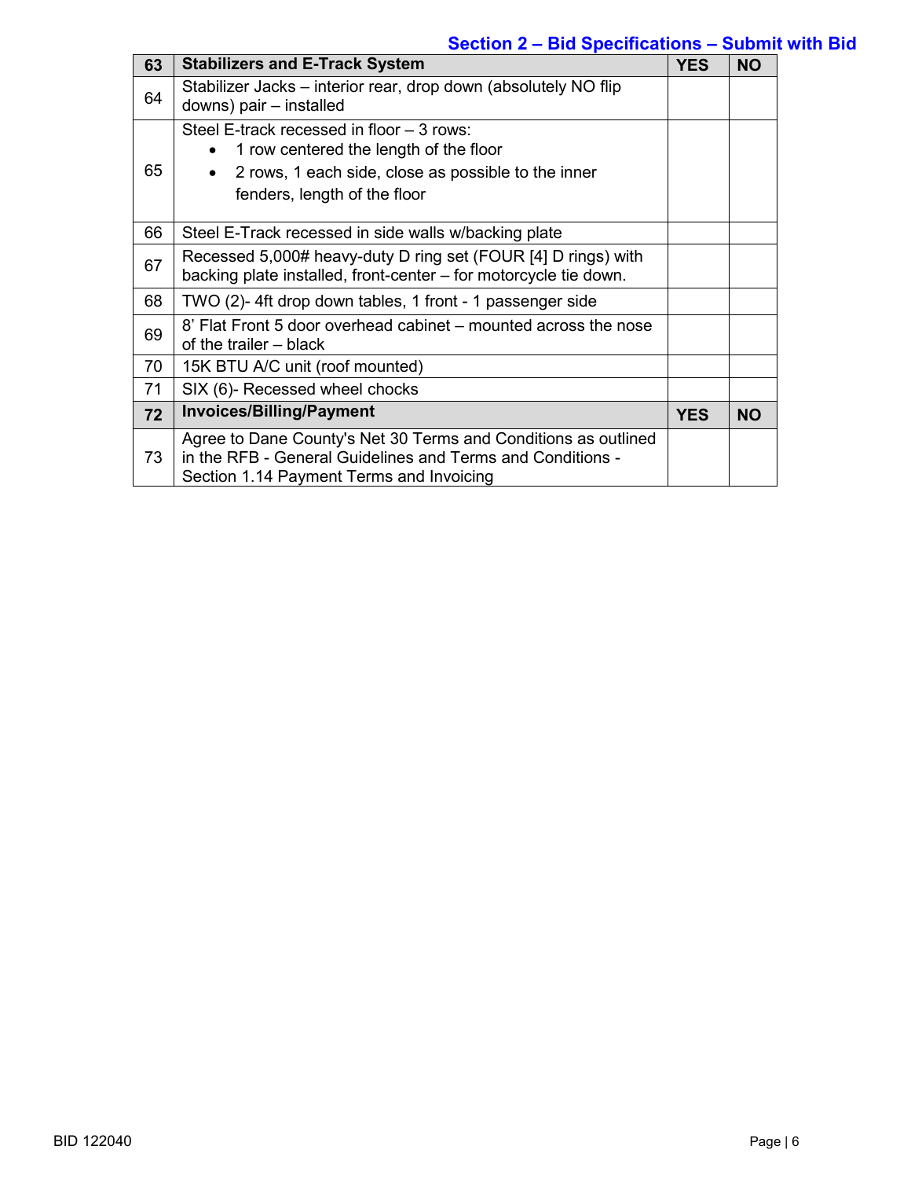## Section 2 – Bid Specifications – Submit with Bid

| 63 | Stabilizers and E-Track System | YES | NO |
|---|---|---|---|
| 64 | Stabilizer Jacks – interior rear, drop down (absolutely NO flip downs) pair – installed | | |
| 65 | Steel E-track recessed in floor – 3 rows:<br>• 1 row centered the length of the floor<br>• 2 rows, 1 each side, close as possible to the inner fenders, length of the floor | | |
| 66 | Steel E-Track recessed in side walls w/backing plate | | |
| 67 | Recessed 5,000# heavy-duty D ring set (FOUR [4] D rings) with backing plate installed, front-center – for motorcycle tie down. | | |
| 68 | TWO (2)- 4ft drop down tables, 1 front - 1 passenger side | | |
| 69 | 8' Flat Front 5 door overhead cabinet – mounted across the nose of the trailer – black | | |
| 70 | 15K BTU A/C unit (roof mounted) | | |
| 71 | SIX (6)- Recessed wheel chocks | | |
| **72** | **Invoices/Billing/Payment** | **YES** | **NO** |
| 73 | Agree to Dane County's Net 30 Terms and Conditions as outlined in the RFB - General Guidelines and Terms and Conditions - Section 1.14 Payment Terms and Invoicing | | |

BID 122040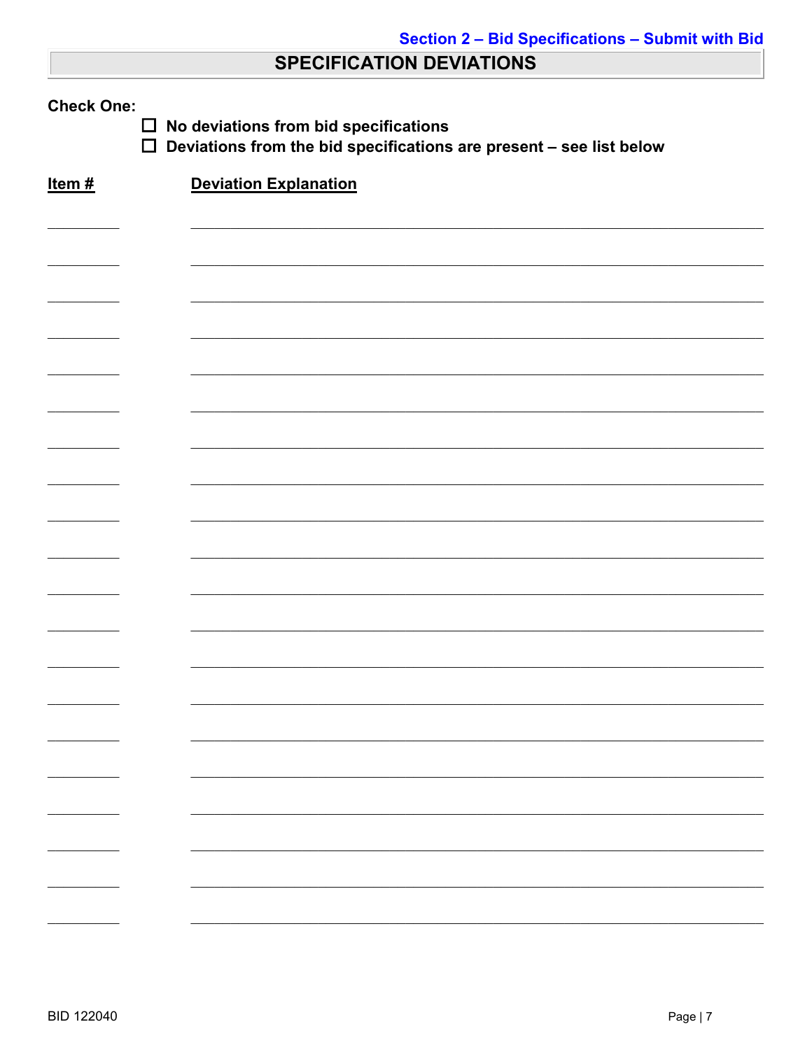Section 2 – Bid Specifications – Submit with Bid

## SPECIFICATION DEVIATIONS

**Check One:**

- ☐ **No deviations from bid specifications**
- ☐ **Deviations from the bid specifications are present – see list below**

| Item # | Deviation Explanation |
|---|---|
| | |
| | |
| | |
| | |
| | |
| | |
| | |
| | |
| | |
| | |
| | |
| | |
| | |
| | |
| | |
| | |
| | |
| | |
| | |
| | |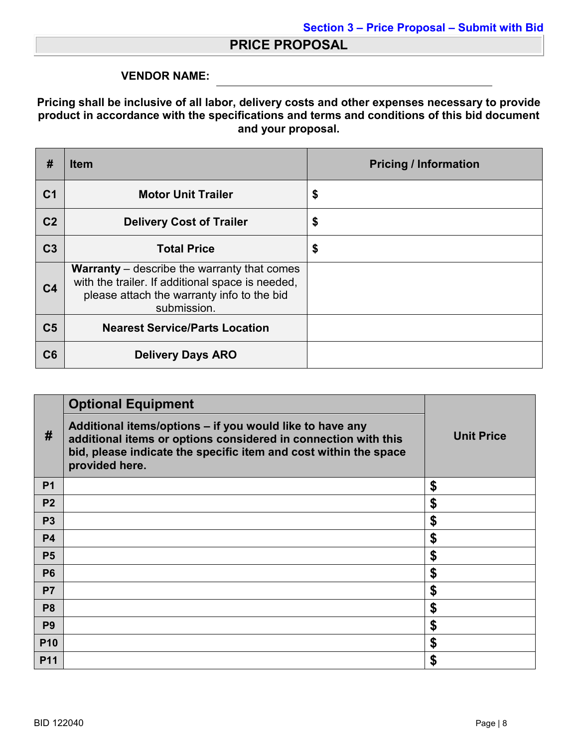Section 3 – Price Proposal – Submit with Bid

## PRICE PROPOSAL

**VENDOR NAME:** ______________________________________________

**Pricing shall be inclusive of all labor, delivery costs and other expenses necessary to provide product in accordance with the specifications and terms and conditions of this bid document and your proposal.**

| # | Item | Pricing / Information |
|---|---|---|
| C1 | **Motor Unit Trailer** | $ |
| C2 | **Delivery Cost of Trailer** | $ |
| C3 | **Total Price** | $ |
| C4 | **Warranty** – describe the warranty that comes with the trailer. If additional space is needed, please attach the warranty info to the bid submission. | |
| C5 | **Nearest Service/Parts Location** | |
| C6 | **Delivery Days ARO** | |

| # | **Optional Equipment**<br>**Additional items/options – if you would like to have any additional items or options considered in connection with this bid, please indicate the specific item and cost within the space provided here.** | Unit Price |
|---|---|---|
| P1 | | $ |
| P2 | | $ |
| P3 | | $ |
| P4 | | $ |
| P5 | | $ |
| P6 | | $ |
| P7 | | $ |
| P8 | | $ |
| P9 | | $ |
| P10 | | $ |
| P11 | | $ |

BID 122040